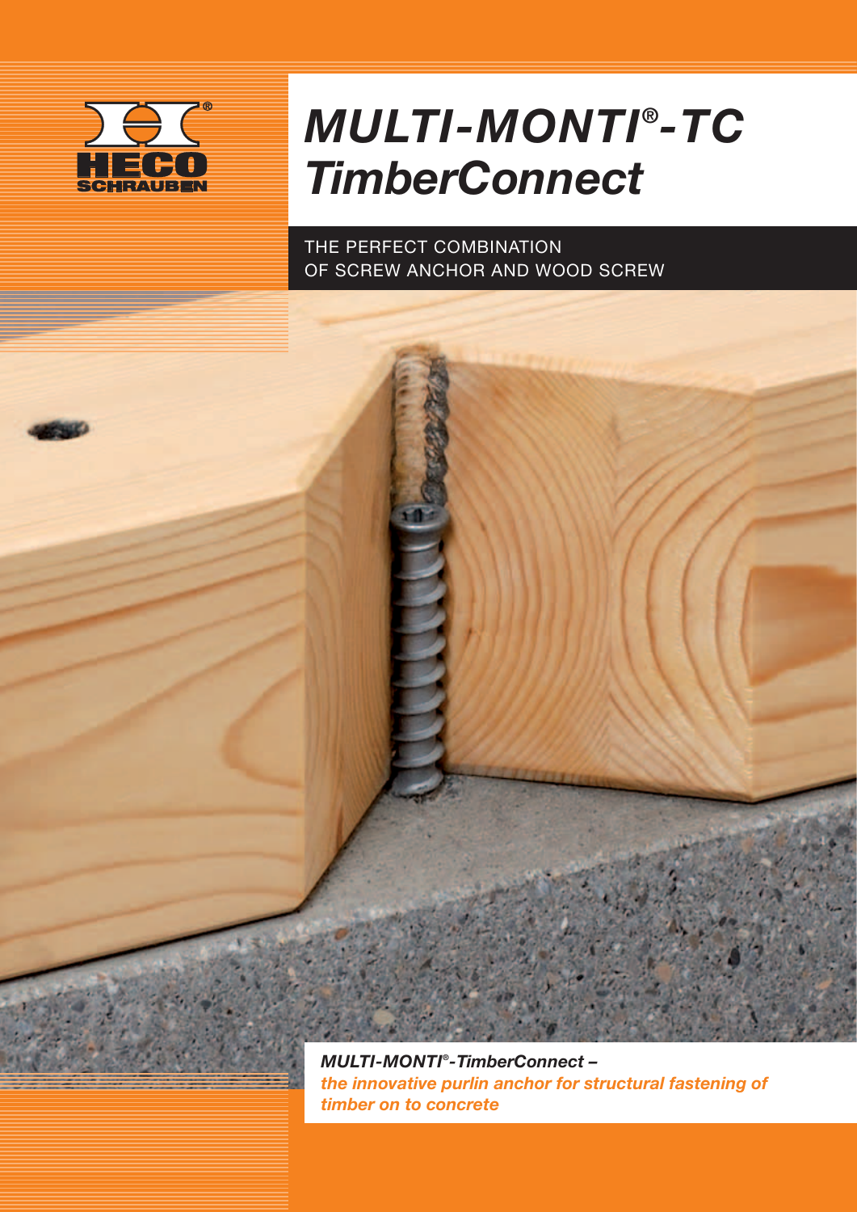# *MULTI-MONTI®-TC*
# *TimberConnect*

THE PERFECT COMBINATION
OF SCREW ANCHOR AND WOOD SCREW

***MULTI-MONTI®-TimberConnect –***
***the innovative purlin anchor for structural fastening of timber on to concrete***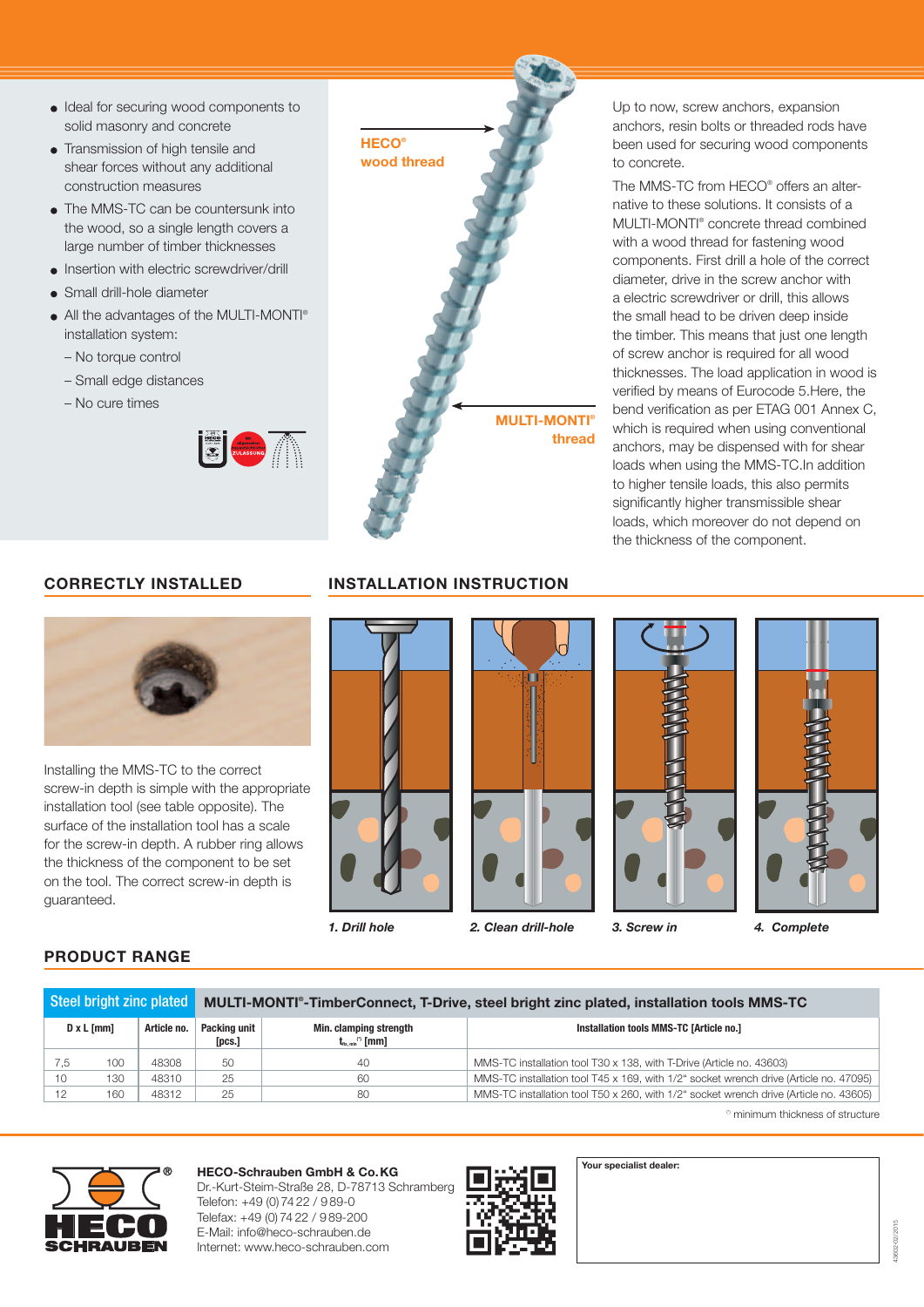- Ideal for securing wood components to solid masonry and concrete
- Transmission of high tensile and shear forces without any additional construction measures
- The MMS-TC can be countersunk into the wood, so a single length covers a large number of timber thicknesses
- Insertion with electric screwdriver/drill
- Small drill-hole diameter
- All the advantages of the MULTI-MONTI® installation system:
  - No torque control
  - Small edge distances
  - No cure times

HECO® wood thread

MULTI-MONTI® thread

Up to now, screw anchors, expansion anchors, resin bolts or threaded rods have been used for securing wood components to concrete.

The MMS-TC from HECO® offers an alternative to these solutions. It consists of a MULTI-MONTI® concrete thread combined with a wood thread for fastening wood components. First drill a hole of the correct diameter, drive in the screw anchor with a electric screwdriver or drill, this allows the small head to be driven deep inside the timber. This means that just one length of screw anchor is required for all wood thicknesses. The load application in wood is verified by means of Eurocode 5.Here, the bend verification as per ETAG 001 Annex C, which is required when using conventional anchors, may be dispensed with for shear loads when using the MMS-TC.In addition to higher tensile loads, this also permits significantly higher transmissible shear loads, which moreover do not depend on the thickness of the component.

## CORRECTLY INSTALLED

Installing the MMS-TC to the correct screw-in depth is simple with the appropriate installation tool (see table opposite). The surface of the installation tool has a scale for the screw-in depth. A rubber ring allows the thickness of the component to be set on the tool. The correct screw-in depth is guaranteed.

## INSTALLATION INSTRUCTION

*1. Drill hole*

*2. Clean drill-hole*

*3. Screw in*

*4. Complete*

## PRODUCT RANGE

| Steel bright zinc plated | | MULTI-MONTI®-TimberConnect, T-Drive, steel bright zinc plated, installation tools MMS-TC | | | |
|---|---|---|---|---|---|
| D x L [mm] | | Article no. | Packing unit [pcs.] | Min. clamping strength $t_{fix,min}$ [*] [mm] | Installation tools MMS-TC [Article no.] |
| 7,5 | 100 | 48308 | 50 | 40 | MMS-TC installation tool T30 x 138, with T-Drive (Article no. 43603) |
| 10 | 130 | 48310 | 25 | 60 | MMS-TC installation tool T45 x 169, with 1/2" socket wrench drive (Article no. 47095) |
| 12 | 160 | 48312 | 25 | 80 | MMS-TC installation tool T50 x 260, with 1/2" socket wrench drive (Article no. 43605) |

[*] minimum thickness of structure

**HECO-Schrauben GmbH & Co.KG**
Dr.-Kurt-Steim-Straße 28, D-78713 Schramberg
Telefon: +49 (0) 74 22 / 989-0
Telefax: +49 (0) 74 22 / 989-200
E-Mail: info@heco-schrauben.de
Internet: www.heco-schrauben.com

**Your specialist dealer:**

43602-02/2015